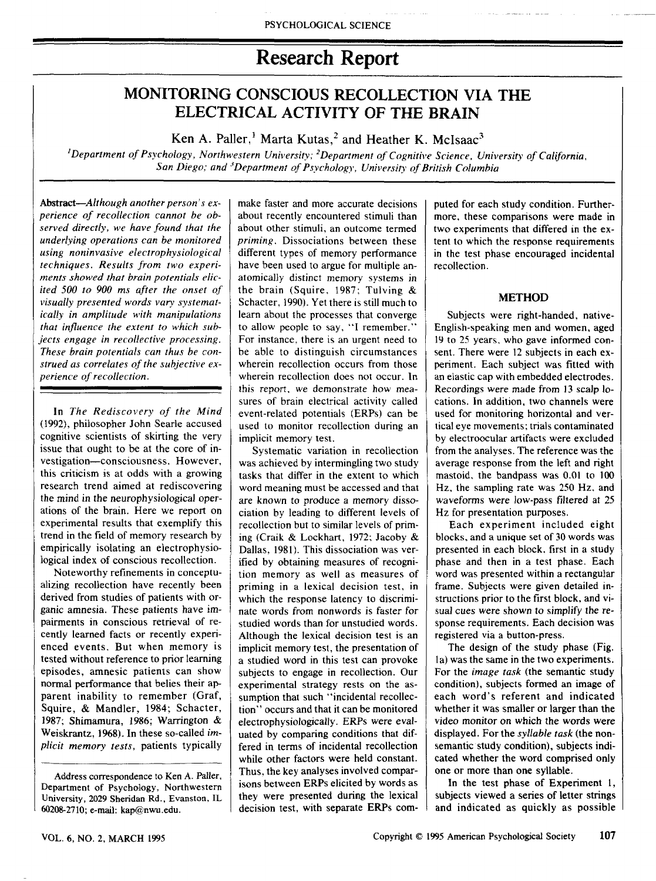# Research Report

## MONITORING CONSCIOUS RECOLLECTION VIA THE ELECTRICAL ACTIVITY OF THE BRAIN

Ken A. Paller,[1] Marta Kutas,[2] and Heather K. McIsaac[3]

[1]*Department of Psychology, Northwestern University;* [2]*Department of Cognitive Science, University of California, San Diego; and* [3]*Department of Psychology, University of British Columbia*

**Abstract**—*Although another person's experience of recollection cannot be observed directly, we have found that the underlying operations can be monitored using noninvasive electrophysiological techniques. Results from two experiments showed that brain potentials elicited 500 to 900 ms after the onset of visually presented words vary systematically in amplitude with manipulations that influence the extent to which subjects engage in recollective processing. These brain potentials can thus be construed as correlates of the subjective experience of recollection.*

In *The Rediscovery of the Mind* (1992), philosopher John Searle accused cognitive scientists of skirting the very issue that ought to be at the core of investigation—consciousness. However, this criticism is at odds with a growing research trend aimed at rediscovering the mind in the neurophysiological operations of the brain. Here we report on experimental results that exemplify this trend in the field of memory research by empirically isolating an electrophysiological index of conscious recollection.

Noteworthy refinements in conceptualizing recollection have recently been derived from studies of patients with organic amnesia. These patients have impairments in conscious retrieval of recently learned facts or recently experienced events. But when memory is tested without reference to prior learning episodes, amnesic patients can show normal performance that belies their apparent inability to remember (Graf, Squire, & Mandler, 1984; Schacter, 1987; Shimamura, 1986; Warrington & Weiskrantz, 1968). In these so-called *implicit memory tests*, patients typically make faster and more accurate decisions about recently encountered stimuli than about other stimuli, an outcome termed *priming*. Dissociations between these different types of memory performance have been used to argue for multiple anatomically distinct memory systems in the brain (Squire, 1987; Tulving & Schacter, 1990). Yet there is still much to learn about the processes that converge to allow people to say, "I remember." For instance, there is an urgent need to be able to distinguish circumstances wherein recollection occurs from those wherein recollection does not occur. In this report, we demonstrate how measures of brain electrical activity called event-related potentials (ERPs) can be used to monitor recollection during an implicit memory test.

Systematic variation in recollection was achieved by intermingling two study tasks that differ in the extent to which word meaning must be accessed and that are known to produce a memory dissociation by leading to different levels of recollection but to similar levels of priming (Craik & Lockhart, 1972; Jacoby & Dallas, 1981). This dissociation was verified by obtaining measures of recognition memory as well as measures of priming in a lexical decision test, in which the response latency to discriminate words from nonwords is faster for studied words than for unstudied words. Although the lexical decision test is an implicit memory test, the presentation of a studied word in this test can provoke subjects to engage in recollection. Our experimental strategy rests on the assumption that such "incidental recollection" occurs and that it can be monitored electrophysiologically. ERPs were evaluated by comparing conditions that differed in terms of incidental recollection while other factors were held constant. Thus, the key analyses involved comparisons between ERPs elicited by words as they were presented during the lexical decision test, with separate ERPs computed for each study condition. Furthermore, these comparisons were made in two experiments that differed in the extent to which the response requirements in the test phase encouraged incidental recollection.

## METHOD

Subjects were right-handed, native-English-speaking men and women, aged 19 to 25 years, who gave informed consent. There were 12 subjects in each experiment. Each subject was fitted with an elastic cap with embedded electrodes. Recordings were made from 13 scalp locations. In addition, two channels were used for monitoring horizontal and vertical eye movements; trials contaminated by electroocular artifacts were excluded from the analyses. The reference was the average response from the left and right mastoid, the bandpass was 0.01 to 100 Hz, the sampling rate was 250 Hz, and waveforms were low-pass filtered at 25 Hz for presentation purposes.

Each experiment included eight blocks, and a unique set of 30 words was presented in each block, first in a study phase and then in a test phase. Each word was presented within a rectangular frame. Subjects were given detailed instructions prior to the first block, and visual cues were shown to simplify the response requirements. Each decision was registered via a button-press.

The design of the study phase (Fig. 1a) was the same in the two experiments. For the *image task* (the semantic study condition), subjects formed an image of each word's referent and indicated whether it was smaller or larger than the video monitor on which the words were displayed. For the *syllable task* (the nonsemantic study condition), subjects indicated whether the word comprised only one or more than one syllable.

In the test phase of Experiment 1, subjects viewed a series of letter strings and indicated as quickly as possible

Address correspondence to Ken A. Paller, Department of Psychology, Northwestern University, 2029 Sheridan Rd., Evanston, IL 60208-2710; e-mail: kap@nwu.edu.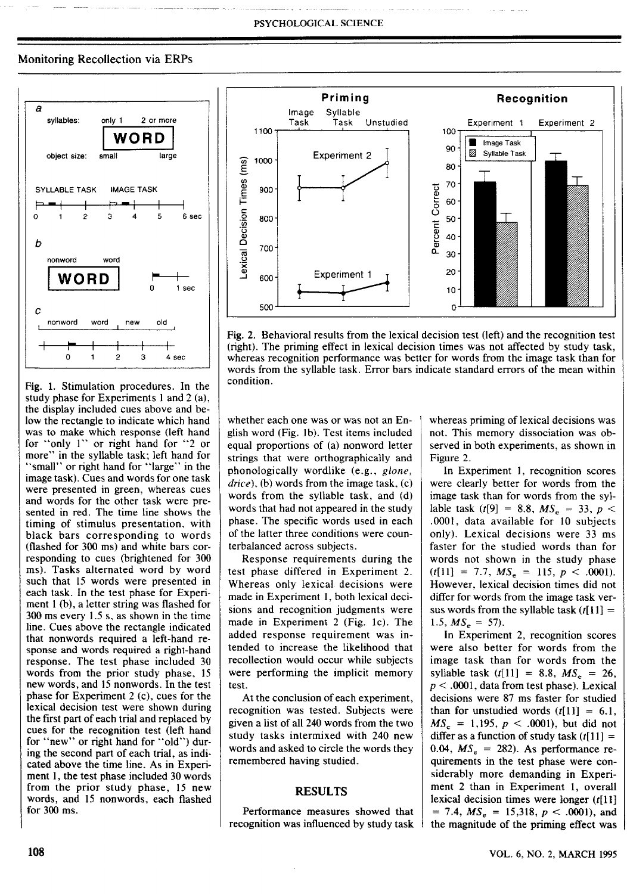Fig. 1. Stimulation procedures. In the study phase for Experiments 1 and 2 (a), the display included cues above and below the rectangle to indicate which hand was to make which response (left hand for "only 1" or right hand for "2 or more" in the syllable task; left hand for "small" or right hand for "large" in the image task). Cues and words for one task were presented in green, whereas cues and words for the other task were presented in red. The time line shows the timing of stimulus presentation, with black bars corresponding to words (flashed for 300 ms) and white bars corresponding to cues (brightened for 300 ms). Tasks alternated word by word such that 15 words were presented in each task. In the test phase for Experiment 1 (b), a letter string was flashed for 300 ms every 1.5 s, as shown in the time line. Cues above the rectangle indicated that nonwords required a left-hand response and words required a right-hand response. The test phase included 30 words from the prior study phase, 15 new words, and 15 nonwords. In the test phase for Experiment 2 (c), cues for the lexical decision test were shown during the first part of each trial and replaced by cues for the recognition test (left hand for "new" or right hand for "old") during the second part of each trial, as indicated above the time line. As in Experiment 1, the test phase included 30 words from the prior study phase, 15 new words, and 15 nonwords, each flashed for 300 ms.

Fig. 2. Behavioral results from the lexical decision test (left) and the recognition test (right). The priming effect in lexical decision times was not affected by study task, whereas recognition performance was better for words from the image task than for words from the syllable task. Error bars indicate standard errors of the mean within condition.

whether each one was or was not an English word (Fig. 1b). Test items included equal proportions of (a) nonword letter strings that were orthographically and phonologically wordlike (e.g., *glone*, *drice*), (b) words from the image task, (c) words from the syllable task, and (d) words that had not appeared in the study phase. The specific words used in each of the latter three conditions were counterbalanced across subjects.

Response requirements during the test phase differed in Experiment 2. Whereas only lexical decisions were made in Experiment 1, both lexical decisions and recognition judgments were made in Experiment 2 (Fig. 1c). The added response requirement was intended to increase the likelihood that recollection would occur while subjects were performing the implicit memory test.

At the conclusion of each experiment, recognition was tested. Subjects were given a list of all 240 words from the two study tasks intermixed with 240 new words and asked to circle the words they remembered having studied.

## RESULTS

Performance measures showed that recognition was influenced by study task whereas priming of lexical decisions was not. This memory dissociation was observed in both experiments, as shown in Figure 2.

In Experiment 1, recognition scores were clearly better for words from the image task than for words from the syllable task ($t[9] = 8.8$, $MS_e = 33$, $p < .0001$, data available for 10 subjects only). Lexical decisions were 33 ms faster for the studied words than for words not shown in the study phase ($t[11] = 7.7$, $MS_e = 115$, $p < .0001$). However, lexical decision times did not differ for words from the image task versus words from the syllable task ($t[11] = 1.5$, $MS_e = 57$).

In Experiment 2, recognition scores were also better for words from the image task than for words from the syllable task ($t[11] = 8.8$, $MS_e = 26$, $p < .0001$, data from test phase). Lexical decisions were 87 ms faster for studied than for unstudied words ($t[11] = 6.1$, $MS_e = 1{,}195$, $p < .0001$), but did not differ as a function of study task ($t[11] = 0.04$, $MS_e = 282$). As performance requirements in the test phase were considerably more demanding in Experiment 2 than in Experiment 1, overall lexical decision times were longer ($t[11] = 7.4$, $MS_e = 15{,}318$, $p < .0001$), and the magnitude of the priming effect was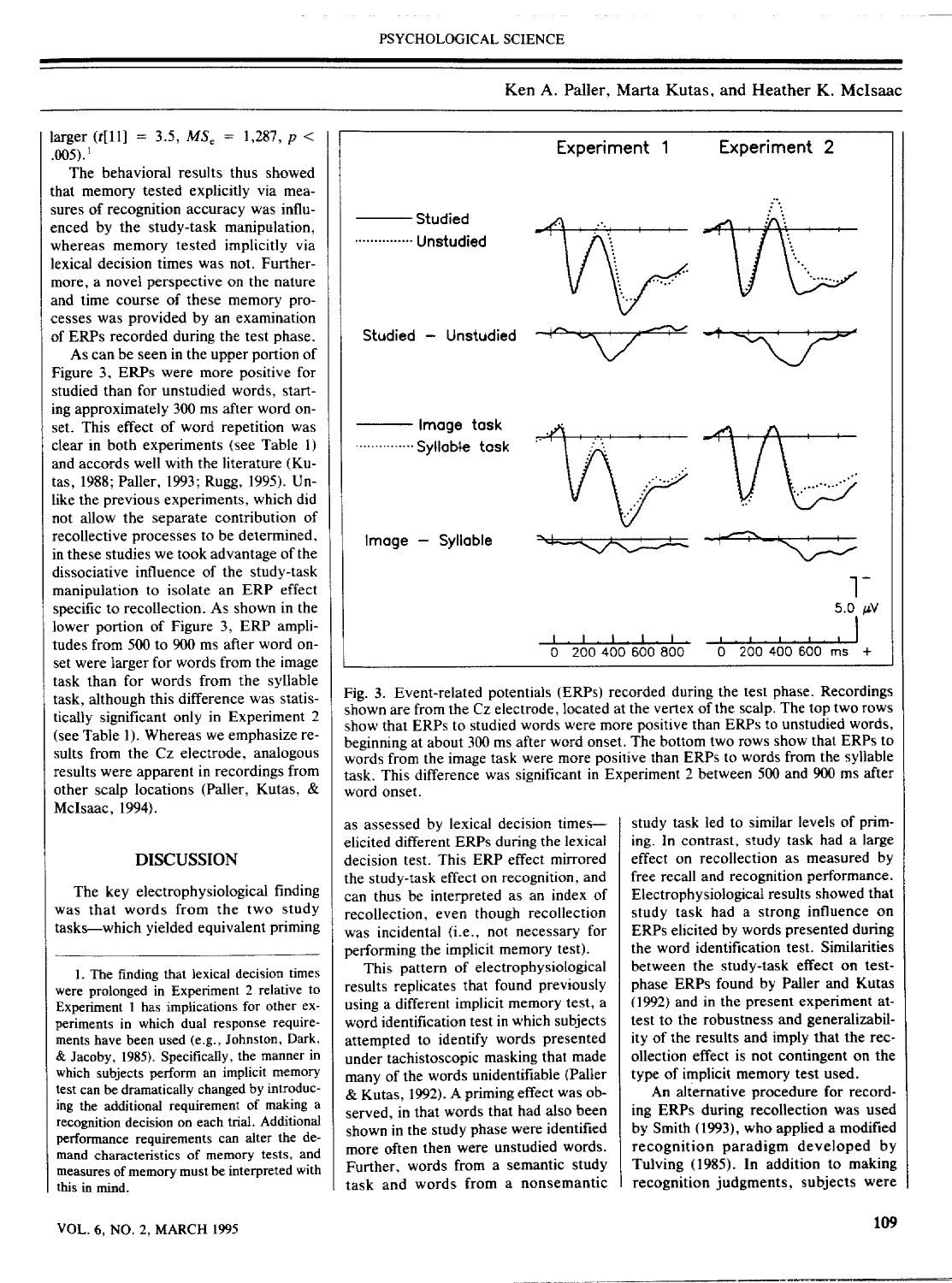larger ($t[11] = 3.5$, $MS_e = 1{,}287$, $p < .005$).[1]

The behavioral results thus showed that memory tested explicitly via measures of recognition accuracy was influenced by the study-task manipulation, whereas memory tested implicitly via lexical decision times was not. Furthermore, a novel perspective on the nature and time course of these memory processes was provided by an examination of ERPs recorded during the test phase.

As can be seen in the upper portion of Figure 3, ERPs were more positive for studied than for unstudied words, starting approximately 300 ms after word onset. This effect of word repetition was clear in both experiments (see Table 1) and accords well with the literature (Kutas, 1988; Paller, 1993; Rugg, 1995). Unlike the previous experiments, which did not allow the separate contribution of recollective processes to be determined, in these studies we took advantage of the dissociative influence of the study-task manipulation to isolate an ERP effect specific to recollection. As shown in the lower portion of Figure 3, ERP amplitudes from 500 to 900 ms after word onset were larger for words from the image task than for words from the syllable task, although this difference was statistically significant only in Experiment 2 (see Table 1). Whereas we emphasize results from the Cz electrode, analogous results were apparent in recordings from other scalp locations (Paller, Kutas, & McIsaac, 1994).

Fig. 3. Event-related potentials (ERPs) recorded during the test phase. Recordings shown are from the Cz electrode, located at the vertex of the scalp. The top two rows show that ERPs to studied words were more positive than ERPs to unstudied words, beginning at about 300 ms after word onset. The bottom two rows show that ERPs to words from the image task were more positive than ERPs to words from the syllable task. This difference was significant in Experiment 2 between 500 and 900 ms after word onset.

## DISCUSSION

The key electrophysiological finding was that words from the two study tasks—which yielded equivalent priming as assessed by lexical decision times—elicited different ERPs during the lexical decision test. This ERP effect mirrored the study-task effect on recognition, and can thus be interpreted as an index of recollection, even though recollection was incidental (i.e., not necessary for performing the implicit memory test).

This pattern of electrophysiological results replicates that found previously using a different implicit memory test, a word identification test in which subjects attempted to identify words presented under tachistoscopic masking that made many of the words unidentifiable (Paller & Kutas, 1992). A priming effect was observed, in that words that had also been shown in the study phase were identified more often then were unstudied words. Further, words from a semantic study task and words from a nonsemantic study task led to similar levels of priming. In contrast, study task had a large effect on recollection as measured by free recall and recognition performance. Electrophysiological results showed that study task had a strong influence on ERPs elicited by words presented during the word identification test. Similarities between the study-task effect on test-phase ERPs found by Paller and Kutas (1992) and in the present experiment attest to the robustness and generalizability of the results and imply that the recollection effect is not contingent on the type of implicit memory test used.

An alternative procedure for recording ERPs during recollection was used by Smith (1993), who applied a modified recognition paradigm developed by Tulving (1985). In addition to making recognition judgments, subjects were

---

1. The finding that lexical decision times were prolonged in Experiment 2 relative to Experiment 1 has implications for other experiments in which dual response requirements have been used (e.g., Johnston, Dark, & Jacoby, 1985). Specifically, the manner in which subjects perform an implicit memory test can be dramatically changed by introducing the additional requirement of making a recognition decision on each trial. Additional performance requirements can alter the demand characteristics of memory tests, and measures of memory must be interpreted with this in mind.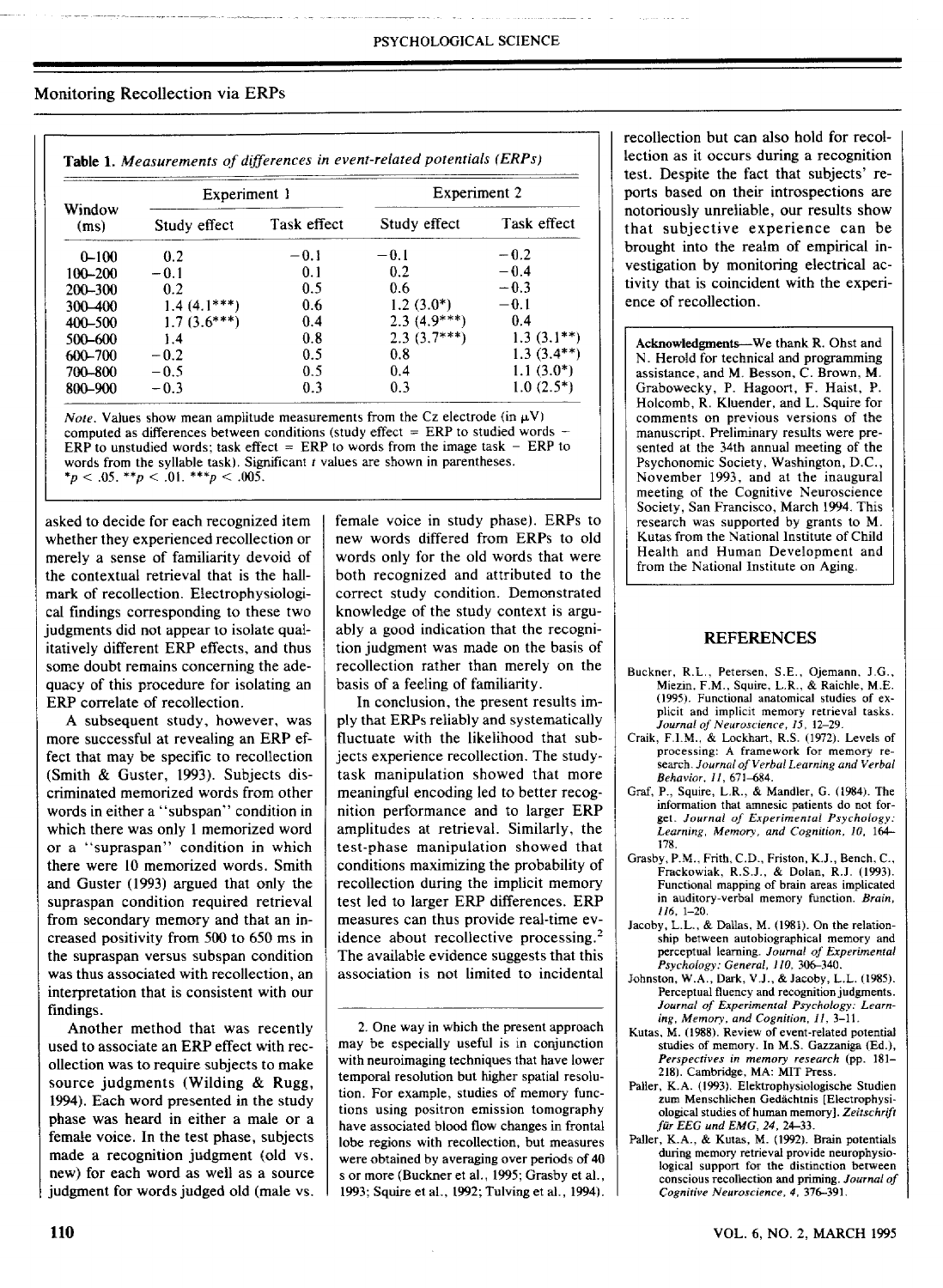## Monitoring Recollection via ERPs

**Table 1.** *Measurements of differences in event-related potentials (ERPs)*

| Window (ms) | Experiment 1 | | Experiment 2 | |
|---|---|---|---|---|
| | Study effect | Task effect | Study effect | Task effect |
| 0–100 | 0.2 | −0.1 | −0.1 | −0.2 |
| 100–200 | −0.1 | 0.1 | 0.2 | −0.4 |
| 200–300 | 0.2 | 0.5 | 0.6 | −0.3 |
| 300–400 | 1.4 (4.1***) | 0.6 | 1.2 (3.0*) | −0.1 |
| 400–500 | 1.7 (3.6***) | 0.4 | 2.3 (4.9***) | 0.4 |
| 500–600 | 1.4 | 0.8 | 2.3 (3.7***) | 1.3 (3.1**) |
| 600–700 | −0.2 | 0.5 | 0.8 | 1.3 (3.4**) |
| 700–800 | −0.5 | 0.5 | 0.4 | 1.1 (3.0*) |
| 800–900 | −0.3 | 0.3 | 0.3 | 1.0 (2.5*) |

*Note.* Values show mean amplitude measurements from the Cz electrode (in μV) computed as differences between conditions (study effect = ERP to studied words − ERP to unstudied words; task effect = ERP to words from the image task − ERP to words from the syllable task). Significant *t* values are shown in parentheses.
*$p < .05$. **$p < .01$. ***$p < .005$.

asked to decide for each recognized item whether they experienced recollection or merely a sense of familiarity devoid of the contextual retrieval that is the hallmark of recollection. Electrophysiological findings corresponding to these two judgments did not appear to isolate qualitatively different ERP effects, and thus some doubt remains concerning the adequacy of this procedure for isolating an ERP correlate of recollection.

A subsequent study, however, was more successful at revealing an ERP effect that may be specific to recollection (Smith & Guster, 1993). Subjects discriminated memorized words from other words in either a "subspan" condition in which there was only 1 memorized word or a "supraspan" condition in which there were 10 memorized words. Smith and Guster (1993) argued that only the supraspan condition required retrieval from secondary memory and that an increased positivity from 500 to 650 ms in the supraspan versus subspan condition was thus associated with recollection, an interpretation that is consistent with our findings.

Another method that was recently used to associate an ERP effect with recollection was to require subjects to make source judgments (Wilding & Rugg, 1994). Each word presented in the study phase was heard in either a male or a female voice. In the test phase, subjects made a recognition judgment (old vs. new) for each word as well as a source judgment for words judged old (male vs. female voice in study phase). ERPs to new words differed from ERPs to old words only for the old words that were both recognized and attributed to the correct study condition. Demonstrated knowledge of the study context is arguably a good indication that the recognition judgment was made on the basis of recollection rather than merely on the basis of a feeling of familiarity.

In conclusion, the present results imply that ERPs reliably and systematically fluctuate with the likelihood that subjects experience recollection. The study-task manipulation showed that more meaningful encoding led to better recognition performance and to larger ERP amplitudes at retrieval. Similarly, the test-phase manipulation showed that conditions maximizing the probability of recollection during the implicit memory test led to larger ERP differences. ERP measures can thus provide real-time evidence about recollective processing.[2] The available evidence suggests that this association is not limited to incidental recollection but can also hold for recollection as it occurs during a recognition test. Despite the fact that subjects' reports based on their introspections are notoriously unreliable, our results show that subjective experience can be brought into the realm of empirical investigation by monitoring electrical activity that is coincident with the experience of recollection.

2. One way in which the present approach may be especially useful is in conjunction with neuroimaging techniques that have lower temporal resolution but higher spatial resolution. For example, studies of memory function using positron emission tomography have associated blood flow changes in frontal lobe regions with recollection, but measures were obtained by averaging over periods of 40 s or more (Buckner et al., 1995; Grasby et al., 1993; Squire et al., 1992; Tulving et al., 1994).

**Acknowledgments**—We thank R. Ohst and N. Herold for technical and programming assistance, and M. Besson, C. Brown, M. Grabowecky, P. Hagoort, F. Haist, P. Holcomb, R. Kluender, and L. Squire for comments on previous versions of the manuscript. Preliminary results were presented at the 34th annual meeting of the Psychonomic Society, Washington, D.C., November 1993, and at the inaugural meeting of the Cognitive Neuroscience Society, San Francisco, March 1994. This research was supported by grants to M. Kutas from the National Institute of Child Health and Human Development and from the National Institute on Aging.

## REFERENCES

Buckner, R.L., Petersen, S.E., Ojemann, J.G., Miezin, F.M., Squire, L.R., & Raichle, M.E. (1995). Functional anatomical studies of explicit and implicit memory retrieval tasks. *Journal of Neuroscience, 15,* 12–29.

Craik, F.I.M., & Lockhart, R.S. (1972). Levels of processing: A framework for memory research. *Journal of Verbal Learning and Verbal Behavior, 11,* 671–684.

Graf, P., Squire, L.R., & Mandler, G. (1984). The information that amnesic patients do not forget. *Journal of Experimental Psychology: Learning, Memory, and Cognition, 10,* 164–178.

Grasby, P.M., Frith, C.D., Friston, K.J., Bench, C., Frackowiak, R.S.J., & Dolan, R.J. (1993). Functional mapping of brain areas implicated in auditory-verbal memory function. *Brain, 116,* 1–20.

Jacoby, L.L., & Dallas, M. (1981). On the relationship between autobiographical memory and perceptual learning. *Journal of Experimental Psychology: General, 110,* 306–340.

Johnston, W.A., Dark, V.J., & Jacoby, L.L. (1985). Perceptual fluency and recognition judgments. *Journal of Experimental Psychology: Learning, Memory, and Cognition, 11,* 3–11.

Kutas, M. (1988). Review of event-related potential studies of memory. In M.S. Gazzaniga (Ed.), *Perspectives in memory research* (pp. 181–218). Cambridge, MA: MIT Press.

Paller, K.A. (1993). Elektrophysiologische Studien zum Menschlichen Gedächtnis [Electrophysiological studies of human memory]. *Zeitschrift für EEG und EMG, 24,* 24–33.

Paller, K.A., & Kutas, M. (1992). Brain potentials during memory retrieval provide neurophysiological support for the distinction between conscious recollection and priming. *Journal of Cognitive Neuroscience, 4,* 376–391.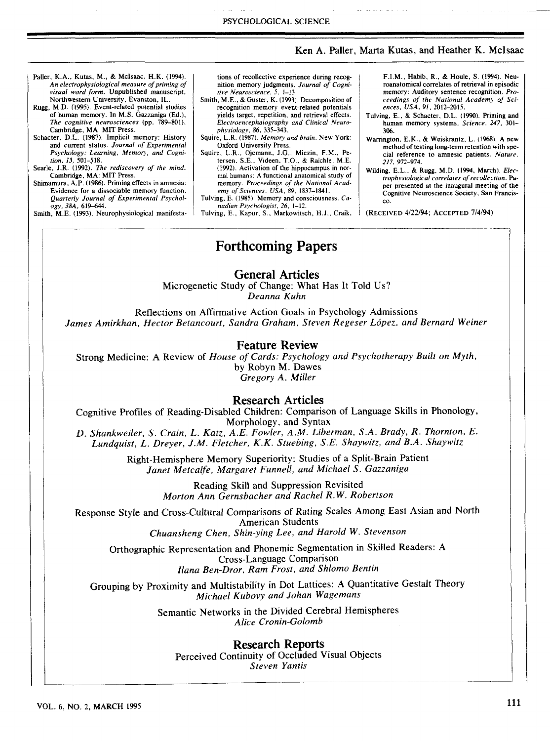Paller, K.A., Kutas, M., & McIsaac, H.K. (1994). *An electrophysiological measure of priming of visual word form.* Unpublished manuscript, Northwestern University, Evanston, IL.

Rugg, M.D. (1995). Event-related potential studies of human memory. In M.S. Gazzaniga (Ed.), *The cognitive neurosciences* (pp. 789–801). Cambridge, MA: MIT Press.

Schacter, D.L. (1987). Implicit memory: History and current status. *Journal of Experimental Psychology: Learning, Memory, and Cognition, 13,* 501–518.

Searle, J.R. (1992). *The rediscovery of the mind.* Cambridge, MA: MIT Press.

Shimamura, A.P. (1986). Priming effects in amnesia: Evidence for a dissociable memory function. *Quarterly Journal of Experimental Psychology, 38A,* 619–644.

Smith, M.E. (1993). Neurophysiological manifestations of recollective experience during recognition memory judgments. *Journal of Cognitive Neuroscience, 5,* 1–13.

Smith, M.E., & Guster, K. (1993). Decomposition of recognition memory event-related potentials yields target, repetition, and retrieval effects. *Electroencephalography and Clinical Neurophysiology, 86,* 335–343.

Squire, L.R. (1987). *Memory and brain.* New York: Oxford University Press.

Squire, L.R., Ojemann, J.G., Miezin, F.M., Petersen, S.E., Videen, T.O., & Raichle, M.E. (1992). Activation of the hippocampus in normal humans: A functional anatomical study of memory. *Proceedings of the National Academy of Sciences, USA, 89,* 1837–1841.

Tulving, E. (1985). Memory and consciousness. *Canadian Psychologist, 26,* 1–12.

Tulving, E., Kapur, S., Markowitsch, H.J., Craik, F.I.M., Habib, R., & Houle, S. (1994). Neuroanatomical correlates of retrieval in episodic memory: Auditory sentence recognition. *Proceedings of the National Academy of Sciences, USA, 91,* 2012–2015.

Tulving, E., & Schacter, D.L. (1990). Priming and human memory systems. *Science, 247,* 301–306.

Warrington, E.K., & Weiskrantz, L. (1968). A new method of testing long-term retention with special reference to amnesic patients. *Nature, 217,* 972–974.

Wilding, E.L., & Rugg, M.D. (1994, March). *Electrophysiological correlates of recollection.* Paper presented at the inaugural meeting of the Cognitive Neuroscience Society, San Francisco.

(RECEIVED 4/22/94; ACCEPTED 7/4/94)

# Forthcoming Papers

## General Articles

Microgenetic Study of Change: What Has It Told Us?
*Deanna Kuhn*

Reflections on Affirmative Action Goals in Psychology Admissions
*James Amirkhan, Hector Betancourt, Sandra Graham, Steven Regeser López, and Bernard Weiner*

## Feature Review

Strong Medicine: A Review of *House of Cards: Psychology and Psychotherapy Built on Myth,* by Robyn M. Dawes
*Gregory A. Miller*

## Research Articles

Cognitive Profiles of Reading-Disabled Children: Comparison of Language Skills in Phonology, Morphology, and Syntax
*D. Shankweiler, S. Crain, L. Katz, A.E. Fowler, A.M. Liberman, S.A. Brady, R. Thornton, E. Lundquist, L. Dreyer, J.M. Fletcher, K.K. Stuebing, S.E. Shaywitz, and B.A. Shaywitz*

Right-Hemisphere Memory Superiority: Studies of a Split-Brain Patient
*Janet Metcalfe, Margaret Funnell, and Michael S. Gazzaniga*

Reading Skill and Suppression Revisited
*Morton Ann Gernsbacher and Rachel R.W. Robertson*

Response Style and Cross-Cultural Comparisons of Rating Scales Among East Asian and North American Students
*Chuansheng Chen, Shin-ying Lee, and Harold W. Stevenson*

Orthographic Representation and Phonemic Segmentation in Skilled Readers: A Cross-Language Comparison
*Ilana Ben-Dror, Ram Frost, and Shlomo Bentin*

Grouping by Proximity and Multistability in Dot Lattices: A Quantitative Gestalt Theory
*Michael Kubovy and Johan Wagemans*

Semantic Networks in the Divided Cerebral Hemispheres
*Alice Cronin-Golomb*

## Research Reports

Perceived Continuity of Occluded Visual Objects
*Steven Yantis*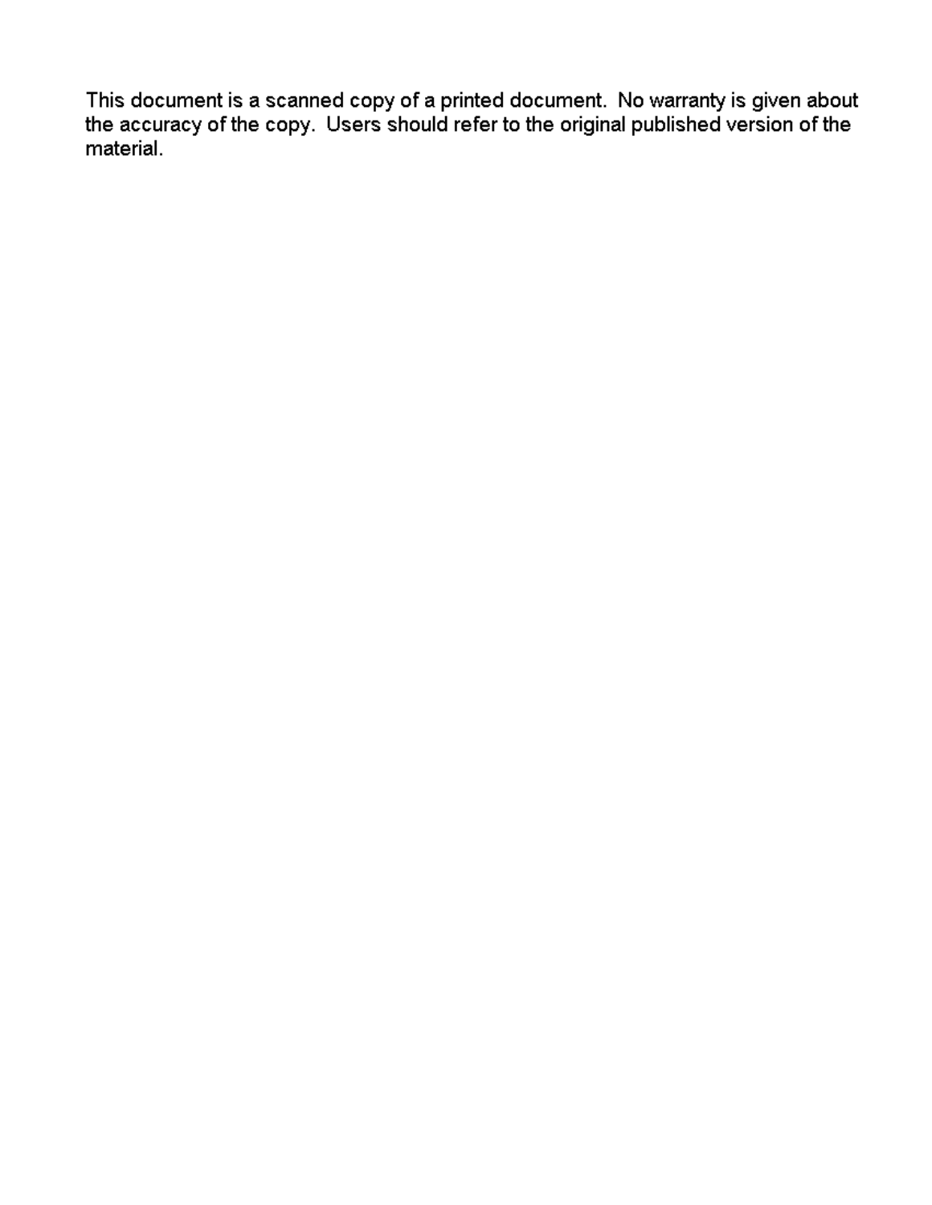This document is a scanned copy of a printed document. No warranty is given about the accuracy of the copy. Users should refer to the original published version of the material.